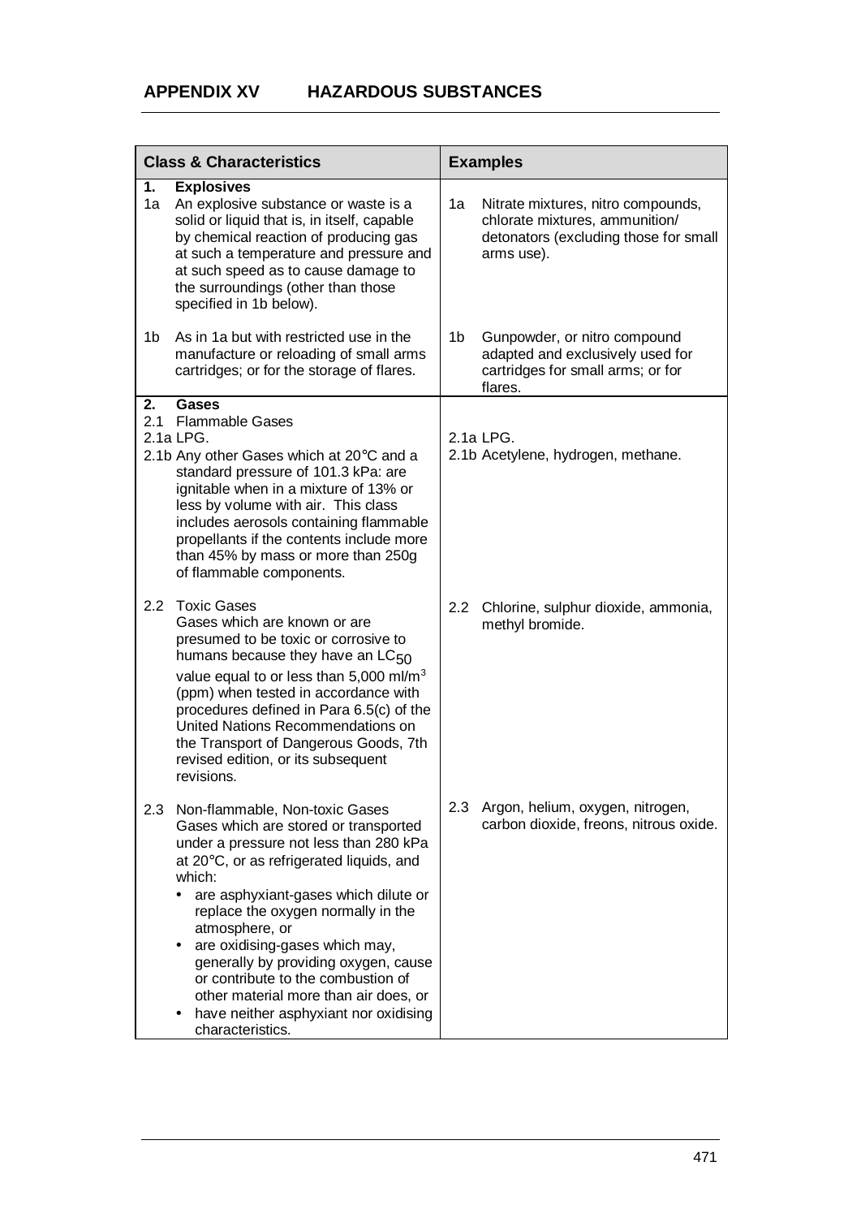## APPENDIX XV HAZARDOUS SUBSTANCES

| Class & Characteristics | Examples |
|---|---|
| **1. Explosives**<br>1a An explosive substance or waste is a solid or liquid that is, in itself, capable by chemical reaction of producing gas at such a temperature and pressure and at such speed as to cause damage to the surroundings (other than those specified in 1b below). | 1a Nitrate mixtures, nitro compounds, chlorate mixtures, ammunition/ detonators (excluding those for small arms use). |
| 1b As in 1a but with restricted use in the manufacture or reloading of small arms cartridges; or for the storage of flares. | 1b Gunpowder, or nitro compound adapted and exclusively used for cartridges for small arms; or for flares. |
| **2. Gases**<br>2.1 Flammable Gases<br>2.1a LPG.<br>2.1b Any other Gases which at 20°C and a standard pressure of 101.3 kPa: are ignitable when in a mixture of 13% or less by volume with air. This class includes aerosols containing flammable propellants if the contents include more than 45% by mass or more than 250g of flammable components. | 2.1a LPG.<br>2.1b Acetylene, hydrogen, methane. |
| 2.2 Toxic Gases<br>Gases which are known or are presumed to be toxic or corrosive to humans because they have an $LC_{50}$ value equal to or less than 5,000 ml/m$^3$ (ppm) when tested in accordance with procedures defined in Para 6.5(c) of the United Nations Recommendations on the Transport of Dangerous Goods, 7th revised edition, or its subsequent revisions. | 2.2 Chlorine, sulphur dioxide, ammonia, methyl bromide. |
| 2.3 Non-flammable, Non-toxic Gases<br>Gases which are stored or transported under a pressure not less than 280 kPa at 20°C, or as refrigerated liquids, and which:<br>• are asphyxiant-gases which dilute or replace the oxygen normally in the atmosphere, or<br>• are oxidising-gases which may, generally by providing oxygen, cause or contribute to the combustion of other material more than air does, or<br>• have neither asphyxiant nor oxidising characteristics. | 2.3 Argon, helium, oxygen, nitrogen, carbon dioxide, freons, nitrous oxide. |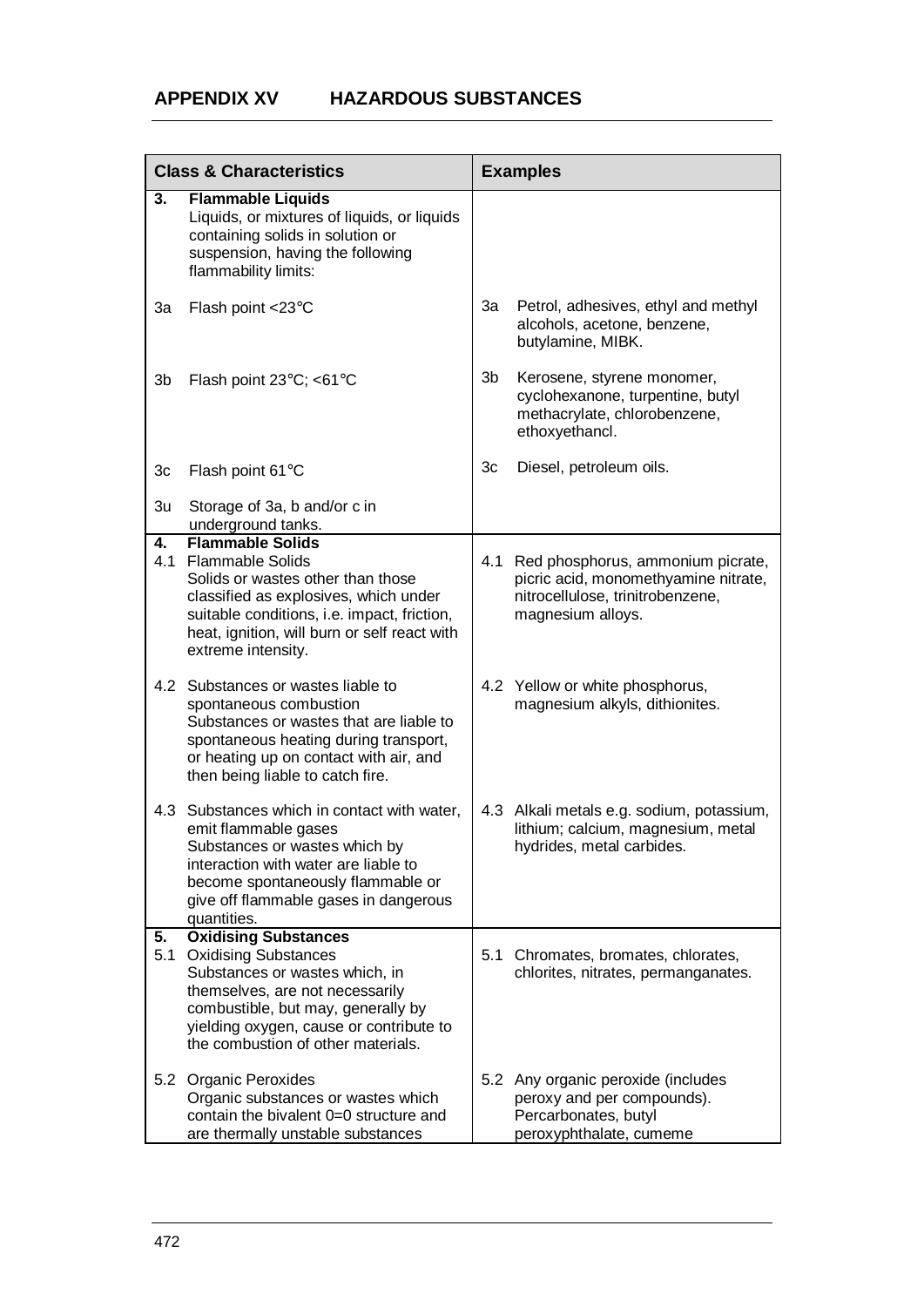## APPENDIX XV HAZARDOUS SUBSTANCES

| Class & Characteristics | Examples |
|---|---|
| **3. Flammable Liquids**<br>Liquids, or mixtures of liquids, or liquids containing solids in solution or suspension, having the following flammability limits: | |
| 3a Flash point <23°C | 3a Petrol, adhesives, ethyl and methyl alcohols, acetone, benzene, butylamine, MIBK. |
| 3b Flash point 23°C; <61°C | 3b Kerosene, styrene monomer, cyclohexanone, turpentine, butyl methacrylate, chlorobenzene, ethoxyethancl. |
| 3c Flash point 61°C | 3c Diesel, petroleum oils. |
| 3u Storage of 3a, b and/or c in underground tanks. | |
| **4. Flammable Solids**<br>4.1 Flammable Solids<br>Solids or wastes other than those classified as explosives, which under suitable conditions, i.e. impact, friction, heat, ignition, will burn or self react with extreme intensity. | 4.1 Red phosphorus, ammonium picrate, picric acid, monomethyamine nitrate, nitrocellulose, trinitrobenzene, magnesium alloys. |
| 4.2 Substances or wastes liable to spontaneous combustion<br>Substances or wastes that are liable to spontaneous heating during transport, or heating up on contact with air, and then being liable to catch fire. | 4.2 Yellow or white phosphorus, magnesium alkyls, dithionites. |
| 4.3 Substances which in contact with water, emit flammable gases<br>Substances or wastes which by interaction with water are liable to become spontaneously flammable or give off flammable gases in dangerous quantities. | 4.3 Alkali metals e.g. sodium, potassium, lithium; calcium, magnesium, metal hydrides, metal carbides. |
| **5. Oxidising Substances**<br>5.1 Oxidising Substances<br>Substances or wastes which, in themselves, are not necessarily combustible, but may, generally by yielding oxygen, cause or contribute to the combustion of other materials. | 5.1 Chromates, bromates, chlorates, chlorites, nitrates, permanganates. |
| 5.2 Organic Peroxides<br>Organic substances or wastes which contain the bivalent 0=0 structure and are thermally unstable substances | 5.2 Any organic peroxide (includes peroxy and per compounds). Percarbonates, butyl peroxyphthalate, cumeme |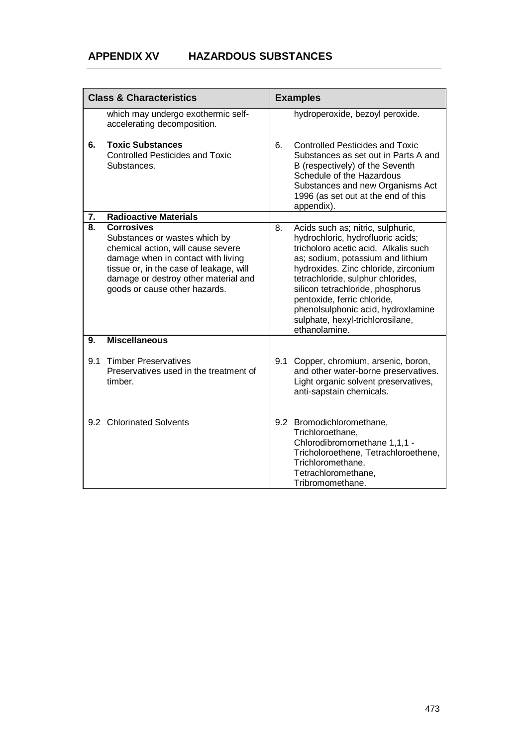## APPENDIX XV HAZARDOUS SUBSTANCES

| Class & Characteristics | Examples |
|---|---|
| which may undergo exothermic self-accelerating decomposition. | hydroperoxide, bezoyl peroxide. |
| **6. Toxic Substances**<br>Controlled Pesticides and Toxic Substances. | 6. Controlled Pesticides and Toxic Substances as set out in Parts A and B (respectively) of the Seventh Schedule of the Hazardous Substances and new Organisms Act 1996 (as set out at the end of this appendix). |
| **7. Radioactive Materials** | |
| **8. Corrosives**<br>Substances or wastes which by chemical action, will cause severe damage when in contact with living tissue or, in the case of leakage, will damage or destroy other material and goods or cause other hazards. | 8. Acids such as; nitric, sulphuric, hydrochloric, hydrofluoric acids; tricholoro acetic acid. Alkalis such as; sodium, potassium and lithium hydroxides. Zinc chloride, zirconium tetrachloride, sulphur chlorides, silicon tetrachloride, phosphorus pentoxide, ferric chloride, phenolsulphonic acid, hydroxlamine sulphate, hexyl-trichlorosilane, ethanolamine. |
| **9. Miscellaneous** | |
| 9.1 Timber Preservatives<br>Preservatives used in the treatment of timber. | 9.1 Copper, chromium, arsenic, boron, and other water-borne preservatives. Light organic solvent preservatives, anti-sapstain chemicals. |
| 9.2 Chlorinated Solvents | 9.2 Bromodichloromethane, Trichloroethane, Chlorodibromomethane 1,1,1 - Tricholoroethene, Tetrachloroethene, Trichloromethane, Tetrachloromethane, Tribromomethane. |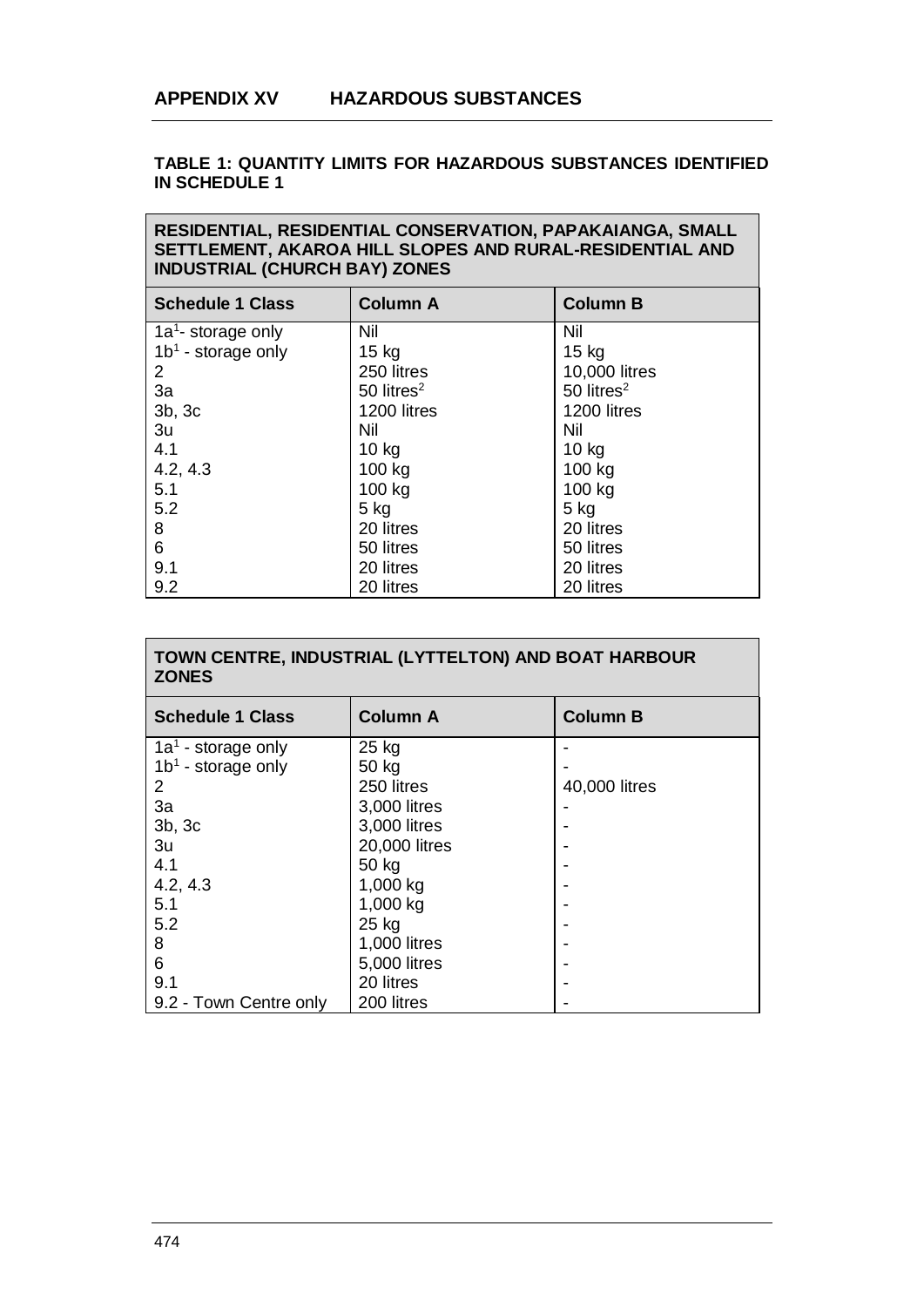## APPENDIX XV HAZARDOUS SUBSTANCES

**TABLE 1: QUANTITY LIMITS FOR HAZARDOUS SUBSTANCES IDENTIFIED IN SCHEDULE 1**

| RESIDENTIAL, RESIDENTIAL CONSERVATION, PAPAKAIANGA, SMALL SETTLEMENT, AKAROA HILL SLOPES AND RURAL-RESIDENTIAL AND INDUSTRIAL (CHURCH BAY) ZONES | | |
|---|---|---|
| **Schedule 1 Class** | **Column A** | **Column B** |
| 1a[1]- storage only | Nil | Nil |
| 1b[1] - storage only | 15 kg | 15 kg |
| 2 | 250 litres | 10,000 litres |
| 3a | 50 litres[2] | 50 litres[2] |
| 3b, 3c | 1200 litres | 1200 litres |
| 3u | Nil | Nil |
| 4.1 | 10 kg | 10 kg |
| 4.2, 4.3 | 100 kg | 100 kg |
| 5.1 | 100 kg | 100 kg |
| 5.2 | 5 kg | 5 kg |
| 8 | 20 litres | 20 litres |
| 6 | 50 litres | 50 litres |
| 9.1 | 20 litres | 20 litres |
| 9.2 | 20 litres | 20 litres |

| TOWN CENTRE, INDUSTRIAL (LYTTELTON) AND BOAT HARBOUR ZONES | | |
|---|---|---|
| **Schedule 1 Class** | **Column A** | **Column B** |
| 1a[1] - storage only | 25 kg | - |
| 1b[1] - storage only | 50 kg | - |
| 2 | 250 litres | 40,000 litres |
| 3a | 3,000 litres | - |
| 3b, 3c | 3,000 litres | - |
| 3u | 20,000 litres | - |
| 4.1 | 50 kg | - |
| 4.2, 4.3 | 1,000 kg | - |
| 5.1 | 1,000 kg | - |
| 5.2 | 25 kg | - |
| 8 | 1,000 litres | - |
| 6 | 5,000 litres | - |
| 9.1 | 20 litres | - |
| 9.2 - Town Centre only | 200 litres | - |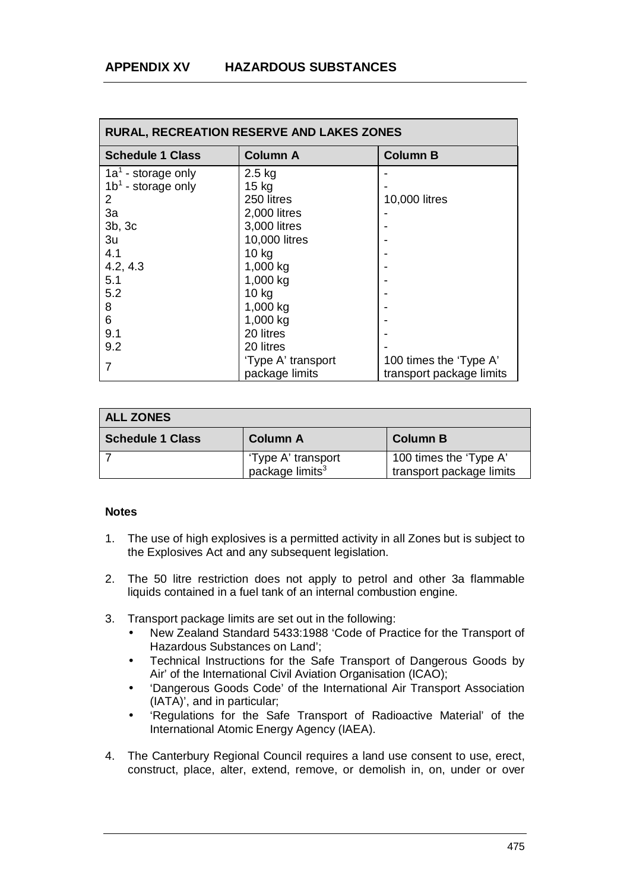## APPENDIX XV HAZARDOUS SUBSTANCES

| RURAL, RECREATION RESERVE AND LAKES ZONES | | |
|---|---|---|
| **Schedule 1 Class** | **Column A** | **Column B** |
| 1a[1] - storage only | 2.5 kg | - |
| 1b[1] - storage only | 15 kg | - |
| 2 | 250 litres | 10,000 litres |
| 3a | 2,000 litres | - |
| 3b, 3c | 3,000 litres | - |
| 3u | 10,000 litres | - |
| 4.1 | 10 kg | - |
| 4.2, 4.3 | 1,000 kg | - |
| 5.1 | 1,000 kg | - |
| 5.2 | 10 kg | - |
| 8 | 1,000 kg | - |
| 6 | 1,000 kg | - |
| 9.1 | 20 litres | - |
| 9.2 | 20 litres | - |
| 7 | 'Type A' transport package limits | 100 times the 'Type A' transport package limits |

| ALL ZONES | | |
|---|---|---|
| **Schedule 1 Class** | **Column A** | **Column B** |
| 7 | 'Type A' transport package limits[3] | 100 times the 'Type A' transport package limits |

**Notes**

1. The use of high explosives is a permitted activity in all Zones but is subject to the Explosives Act and any subsequent legislation.

2. The 50 litre restriction does not apply to petrol and other 3a flammable liquids contained in a fuel tank of an internal combustion engine.

3. Transport package limits are set out in the following:
   - New Zealand Standard 5433:1988 'Code of Practice for the Transport of Hazardous Substances on Land';
   - Technical Instructions for the Safe Transport of Dangerous Goods by Air' of the International Civil Aviation Organisation (ICAO);
   - 'Dangerous Goods Code' of the International Air Transport Association (IATA)', and in particular;
   - 'Regulations for the Safe Transport of Radioactive Material' of the International Atomic Energy Agency (IAEA).

4. The Canterbury Regional Council requires a land use consent to use, erect, construct, place, alter, extend, remove, or demolish in, on, under or over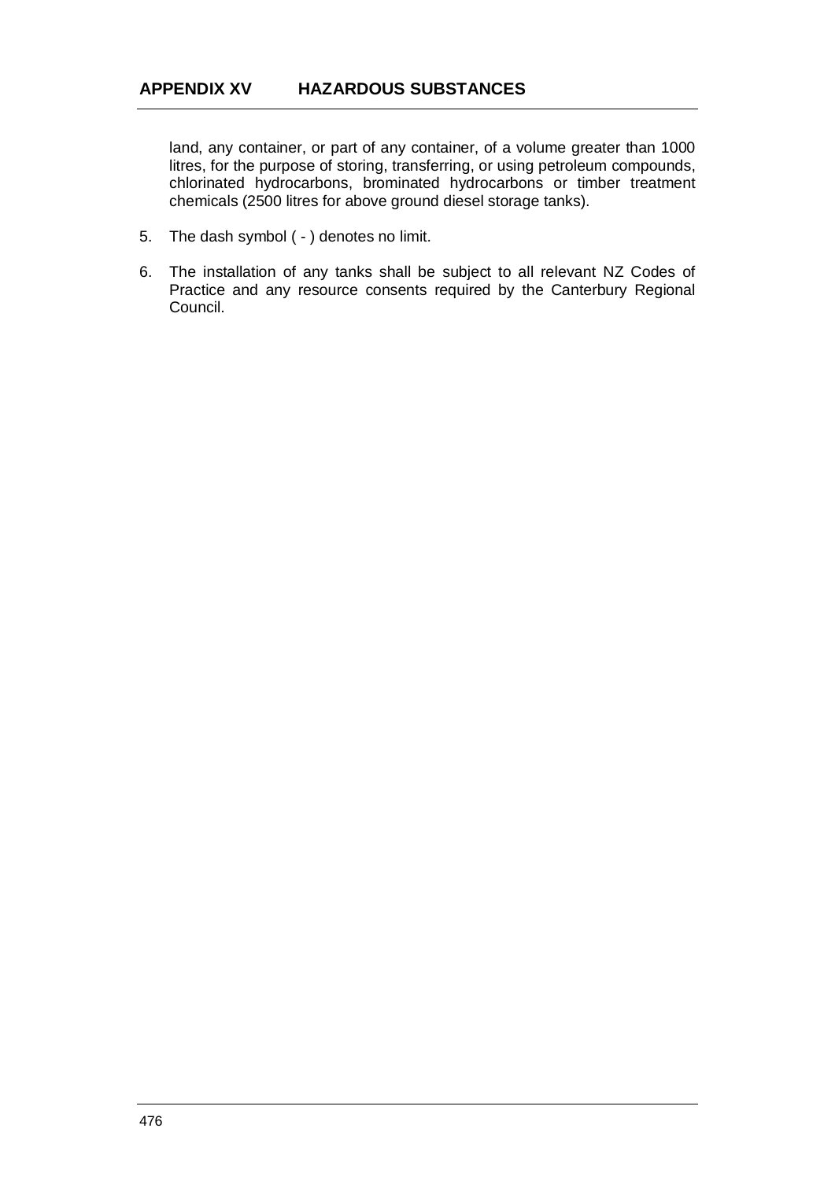land, any container, or part of any container, of a volume greater than 1000 litres, for the purpose of storing, transferring, or using petroleum compounds, chlorinated hydrocarbons, brominated hydrocarbons or timber treatment chemicals (2500 litres for above ground diesel storage tanks).

5. The dash symbol ( - ) denotes no limit.

6. The installation of any tanks shall be subject to all relevant NZ Codes of Practice and any resource consents required by the Canterbury Regional Council.